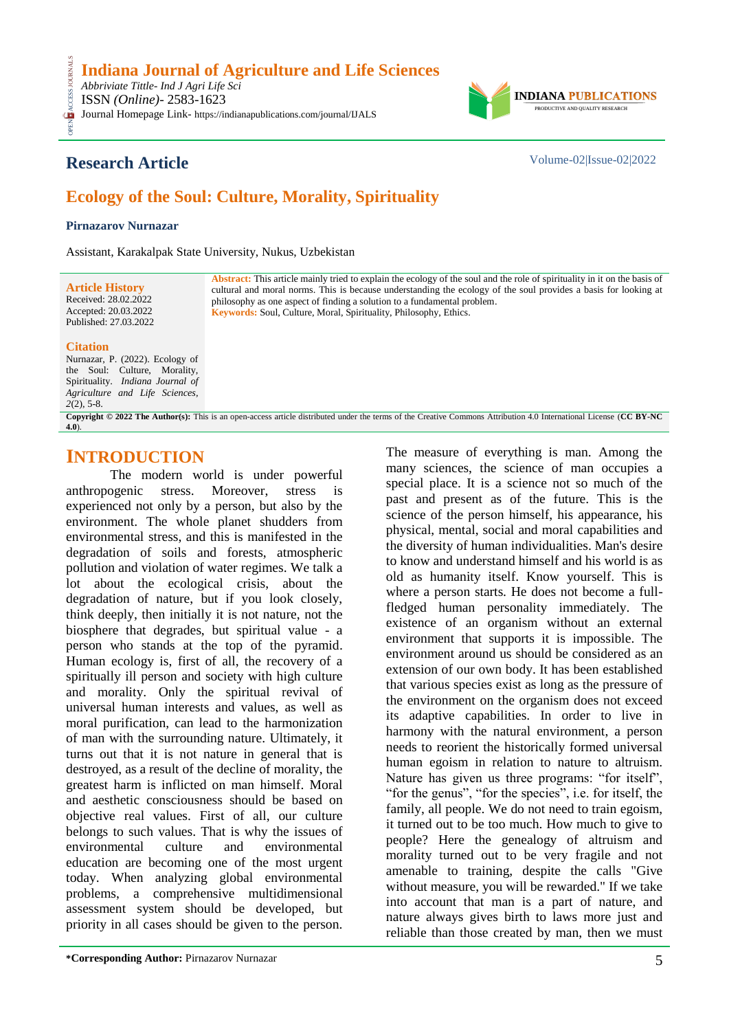# Indiana Journal of Agriculture and Life Sciences

*Abbriviate Tittle- Ind J Agri Life Sci*
ISSN *(Online)*- 2583-1623
Journal Homepage Link- https://indianapublications.com/journal/IJALS

**Research Article**

Volume-02|Issue-02|2022

## Ecology of the Soul: Culture, Morality, Spirituality

**Pirnazarov Nurnazar**

Assistant, Karakalpak State University, Nukus, Uzbekistan

**Article History**
Received: 28.02.2022
Accepted: 20.03.2022
Published: 27.03.2022

**Citation**
Nurnazar, P. (2022). Ecology of the Soul: Culture, Morality, Spirituality. *Indiana Journal of Agriculture and Life Sciences*, *2*(2), 5-8.

**Abstract:** This article mainly tried to explain the ecology of the soul and the role of spirituality in it on the basis of cultural and moral norms. This is because understanding the ecology of the soul provides a basis for looking at philosophy as one aspect of finding a solution to a fundamental problem.

**Keywords:** Soul, Culture, Moral, Spirituality, Philosophy, Ethics.

**Copyright © 2022 The Author(s):** This is an open-access article distributed under the terms of the Creative Commons Attribution 4.0 International License (**CC BY-NC 4.0**).

## INTRODUCTION

The modern world is under powerful anthropogenic stress. Moreover, stress is experienced not only by a person, but also by the environment. The whole planet shudders from environmental stress, and this is manifested in the degradation of soils and forests, atmospheric pollution and violation of water regimes. We talk a lot about the ecological crisis, about the degradation of nature, but if you look closely, think deeply, then initially it is not nature, not the biosphere that degrades, but spiritual value - a person who stands at the top of the pyramid. Human ecology is, first of all, the recovery of a spiritually ill person and society with high culture and morality. Only the spiritual revival of universal human interests and values, as well as moral purification, can lead to the harmonization of man with the surrounding nature. Ultimately, it turns out that it is not nature in general that is destroyed, as a result of the decline of morality, the greatest harm is inflicted on man himself. Moral and aesthetic consciousness should be based on objective real values. First of all, our culture belongs to such values. That is why the issues of environmental culture and environmental education are becoming one of the most urgent today. When analyzing global environmental problems, a comprehensive multidimensional assessment system should be developed, but priority in all cases should be given to the person.

The measure of everything is man. Among the many sciences, the science of man occupies a special place. It is a science not so much of the past and present as of the future. This is the science of the person himself, his appearance, his physical, mental, social and moral capabilities and the diversity of human individualities. Man's desire to know and understand himself and his world is as old as humanity itself. Know yourself. This is where a person starts. He does not become a full-fledged human personality immediately. The existence of an organism without an external environment that supports it is impossible. The environment around us should be considered as an extension of our own body. It has been established that various species exist as long as the pressure of the environment on the organism does not exceed its adaptive capabilities. In order to live in harmony with the natural environment, a person needs to reorient the historically formed universal human egoism in relation to nature to altruism. Nature has given us three programs: “for itself”, “for the genus”, “for the species”, i.e. for itself, the family, all people. We do not need to train egoism, it turned out to be too much. How much to give to people? Here the genealogy of altruism and morality turned out to be very fragile and not amenable to training, despite the calls "Give without measure, you will be rewarded." If we take into account that man is a part of nature, and nature always gives birth to laws more just and reliable than those created by man, then we must

**\*Corresponding Author:** Pirnazarov Nurnazar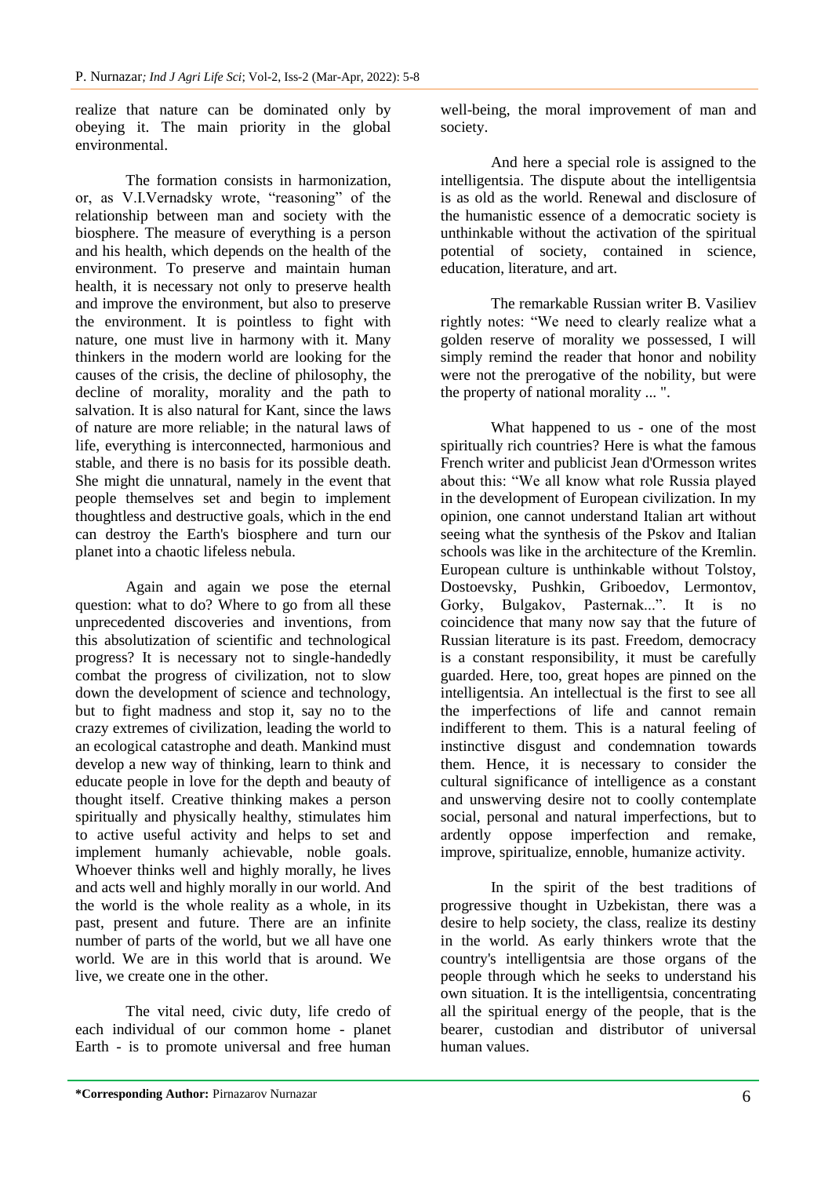realize that nature can be dominated only by obeying it. The main priority in the global environmental.

The formation consists in harmonization, or, as V.I.Vernadsky wrote, "reasoning" of the relationship between man and society with the biosphere. The measure of everything is a person and his health, which depends on the health of the environment. To preserve and maintain human health, it is necessary not only to preserve health and improve the environment, but also to preserve the environment. It is pointless to fight with nature, one must live in harmony with it. Many thinkers in the modern world are looking for the causes of the crisis, the decline of philosophy, the decline of morality, morality and the path to salvation. It is also natural for Kant, since the laws of nature are more reliable; in the natural laws of life, everything is interconnected, harmonious and stable, and there is no basis for its possible death. She might die unnatural, namely in the event that people themselves set and begin to implement thoughtless and destructive goals, which in the end can destroy the Earth's biosphere and turn our planet into a chaotic lifeless nebula.

Again and again we pose the eternal question: what to do? Where to go from all these unprecedented discoveries and inventions, from this absolutization of scientific and technological progress? It is necessary not to single-handedly combat the progress of civilization, not to slow down the development of science and technology, but to fight madness and stop it, say no to the crazy extremes of civilization, leading the world to an ecological catastrophe and death. Mankind must develop a new way of thinking, learn to think and educate people in love for the depth and beauty of thought itself. Creative thinking makes a person spiritually and physically healthy, stimulates him to active useful activity and helps to set and implement humanly achievable, noble goals. Whoever thinks well and highly morally, he lives and acts well and highly morally in our world. And the world is the whole reality as a whole, in its past, present and future. There are an infinite number of parts of the world, but we all have one world. We are in this world that is around. We live, we create one in the other.

The vital need, civic duty, life credo of each individual of our common home - planet Earth - is to promote universal and free human well-being, the moral improvement of man and society.

And here a special role is assigned to the intelligentsia. The dispute about the intelligentsia is as old as the world. Renewal and disclosure of the humanistic essence of a democratic society is unthinkable without the activation of the spiritual potential of society, contained in science, education, literature, and art.

The remarkable Russian writer B. Vasiliev rightly notes: "We need to clearly realize what a golden reserve of morality we possessed, I will simply remind the reader that honor and nobility were not the prerogative of the nobility, but were the property of national morality ... ".

What happened to us - one of the most spiritually rich countries? Here is what the famous French writer and publicist Jean d'Ormesson writes about this: "We all know what role Russia played in the development of European civilization. In my opinion, one cannot understand Italian art without seeing what the synthesis of the Pskov and Italian schools was like in the architecture of the Kremlin. European culture is unthinkable without Tolstoy, Dostoevsky, Pushkin, Griboedov, Lermontov, Gorky, Bulgakov, Pasternak...". It is no coincidence that many now say that the future of Russian literature is its past. Freedom, democracy is a constant responsibility, it must be carefully guarded. Here, too, great hopes are pinned on the intelligentsia. An intellectual is the first to see all the imperfections of life and cannot remain indifferent to them. This is a natural feeling of instinctive disgust and condemnation towards them. Hence, it is necessary to consider the cultural significance of intelligence as a constant and unswerving desire not to coolly contemplate social, personal and natural imperfections, but to ardently oppose imperfection and remake, improve, spiritualize, ennoble, humanize activity.

In the spirit of the best traditions of progressive thought in Uzbekistan, there was a desire to help society, the class, realize its destiny in the world. As early thinkers wrote that the country's intelligentsia are those organs of the people through which he seeks to understand his own situation. It is the intelligentsia, concentrating all the spiritual energy of the people, that is the bearer, custodian and distributor of universal human values.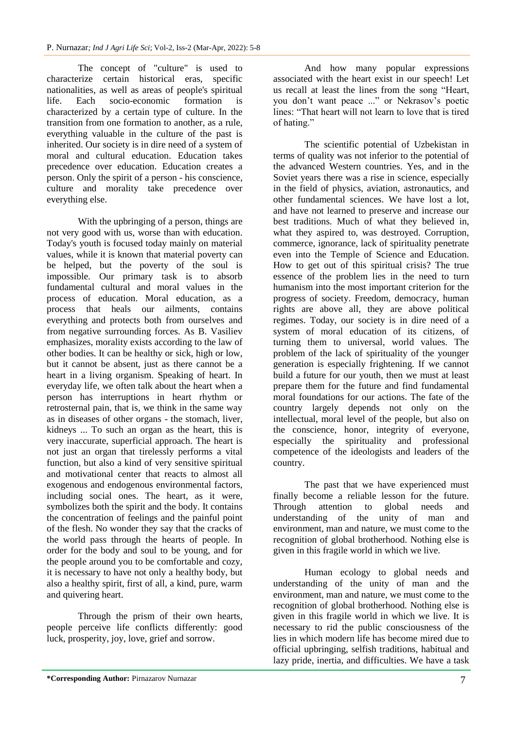The concept of "culture" is used to characterize certain historical eras, specific nationalities, as well as areas of people's spiritual life. Each socio-economic formation is characterized by a certain type of culture. In the transition from one formation to another, as a rule, everything valuable in the culture of the past is inherited. Our society is in dire need of a system of moral and cultural education. Education takes precedence over education. Education creates a person. Only the spirit of a person - his conscience, culture and morality take precedence over everything else.

With the upbringing of a person, things are not very good with us, worse than with education. Today's youth is focused today mainly on material values, while it is known that material poverty can be helped, but the poverty of the soul is impossible. Our primary task is to absorb fundamental cultural and moral values in the process of education. Moral education, as a process that heals our ailments, contains everything and protects both from ourselves and from negative surrounding forces. As B. Vasiliev emphasizes, morality exists according to the law of other bodies. It can be healthy or sick, high or low, but it cannot be absent, just as there cannot be a heart in a living organism. Speaking of heart. In everyday life, we often talk about the heart when a person has interruptions in heart rhythm or retrosternal pain, that is, we think in the same way as in diseases of other organs - the stomach, liver, kidneys ... To such an organ as the heart, this is very inaccurate, superficial approach. The heart is not just an organ that tirelessly performs a vital function, but also a kind of very sensitive spiritual and motivational center that reacts to almost all exogenous and endogenous environmental factors, including social ones. The heart, as it were, symbolizes both the spirit and the body. It contains the concentration of feelings and the painful point of the flesh. No wonder they say that the cracks of the world pass through the hearts of people. In order for the body and soul to be young, and for the people around you to be comfortable and cozy, it is necessary to have not only a healthy body, but also a healthy spirit, first of all, a kind, pure, warm and quivering heart.

Through the prism of their own hearts, people perceive life conflicts differently: good luck, prosperity, joy, love, grief and sorrow.

And how many popular expressions associated with the heart exist in our speech! Let us recall at least the lines from the song "Heart, you don't want peace ..." or Nekrasov's poetic lines: "That heart will not learn to love that is tired of hating."

The scientific potential of Uzbekistan in terms of quality was not inferior to the potential of the advanced Western countries. Yes, and in the Soviet years there was a rise in science, especially in the field of physics, aviation, astronautics, and other fundamental sciences. We have lost a lot, and have not learned to preserve and increase our best traditions. Much of what they believed in, what they aspired to, was destroyed. Corruption, commerce, ignorance, lack of spirituality penetrate even into the Temple of Science and Education. How to get out of this spiritual crisis? The true essence of the problem lies in the need to turn humanism into the most important criterion for the progress of society. Freedom, democracy, human rights are above all, they are above political regimes. Today, our society is in dire need of a system of moral education of its citizens, of turning them to universal, world values. The problem of the lack of spirituality of the younger generation is especially frightening. If we cannot build a future for our youth, then we must at least prepare them for the future and find fundamental moral foundations for our actions. The fate of the country largely depends not only on the intellectual, moral level of the people, but also on the conscience, honor, integrity of everyone, especially the spirituality and professional competence of the ideologists and leaders of the country.

The past that we have experienced must finally become a reliable lesson for the future. Through attention to global needs and understanding of the unity of man and environment, man and nature, we must come to the recognition of global brotherhood. Nothing else is given in this fragile world in which we live.

Human ecology to global needs and understanding of the unity of man and the environment, man and nature, we must come to the recognition of global brotherhood. Nothing else is given in this fragile world in which we live. It is necessary to rid the public consciousness of the lies in which modern life has become mired due to official upbringing, selfish traditions, habitual and lazy pride, inertia, and difficulties. We have a task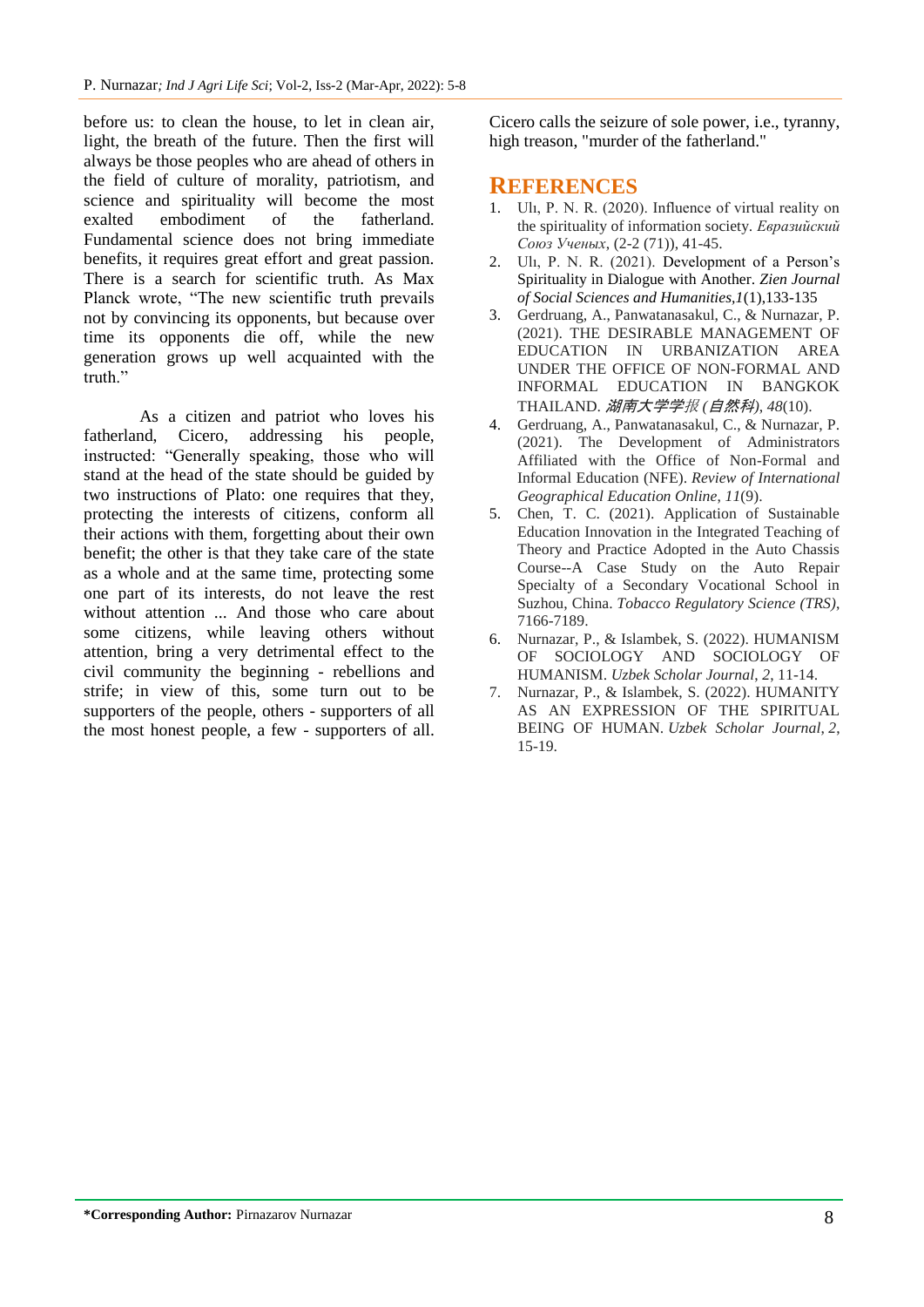before us: to clean the house, to let in clean air, light, the breath of the future. Then the first will always be those peoples who are ahead of others in the field of culture of morality, patriotism, and science and spirituality will become the most exalted embodiment of the fatherland. Fundamental science does not bring immediate benefits, it requires great effort and great passion. There is a search for scientific truth. As Max Planck wrote, "The new scientific truth prevails not by convincing its opponents, but because over time its opponents die off, while the new generation grows up well acquainted with the truth."

As a citizen and patriot who loves his fatherland, Cicero, addressing his people, instructed: "Generally speaking, those who will stand at the head of the state should be guided by two instructions of Plato: one requires that they, protecting the interests of citizens, conform all their actions with them, forgetting about their own benefit; the other is that they take care of the state as a whole and at the same time, protecting some one part of its interests, do not leave the rest without attention ... And those who care about some citizens, while leaving others without attention, bring a very detrimental effect to the civil community the beginning - rebellions and strife; in view of this, some turn out to be supporters of the people, others - supporters of all the most honest people, a few - supporters of all. Cicero calls the seizure of sole power, i.e., tyranny, high treason, "murder of the fatherland."

## REFERENCES

1. Ulı, P. N. R. (2020). Influence of virtual reality on the spirituality of information society. *Евразийский Союз Ученых*, (2-2 (71)), 41-45.
2. Ulı, P. N. R. (2021). Development of a Person's Spirituality in Dialogue with Another. *Zien Journal of Social Sciences and Humanities*,*1*(1),133-135
3. Gerdruang, A., Panwatanasakul, C., & Nurnazar, P. (2021). THE DESIRABLE MANAGEMENT OF EDUCATION IN URBANIZATION AREA UNDER THE OFFICE OF NON-FORMAL AND INFORMAL EDUCATION IN BANGKOK THAILAND. *湖南大学学报 (自然科)*, *48*(10).
4. Gerdruang, A., Panwatanasakul, C., & Nurnazar, P. (2021). The Development of Administrators Affiliated with the Office of Non-Formal and Informal Education (NFE). *Review of International Geographical Education Online*, *11*(9).
5. Chen, T. C. (2021). Application of Sustainable Education Innovation in the Integrated Teaching of Theory and Practice Adopted in the Auto Chassis Course--A Case Study on the Auto Repair Specialty of a Secondary Vocational School in Suzhou, China. *Tobacco Regulatory Science (TRS)*, 7166-7189.
6. Nurnazar, P., & Islambek, S. (2022). HUMANISM OF SOCIOLOGY AND SOCIOLOGY OF HUMANISM. *Uzbek Scholar Journal*, *2*, 11-14.
7. Nurnazar, P., & Islambek, S. (2022). HUMANITY AS AN EXPRESSION OF THE SPIRITUAL BEING OF HUMAN. *Uzbek Scholar Journal*, *2*, 15-19.

**\*Corresponding Author:** Pirnazarov Nurnazar